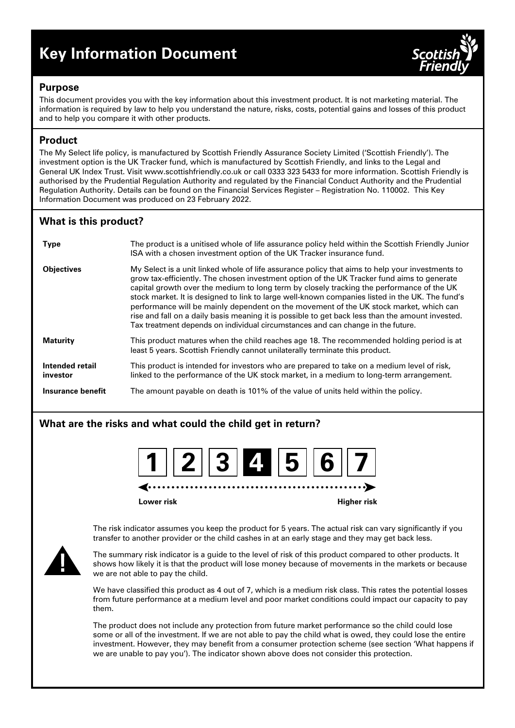# Key Information Document

## Purpose

This document provides you with the key information about this investment product. It is not marketing material. The information is required by law to help you understand the nature, risks, costs, potential gains and losses of this product and to help you compare it with other products.

## Product

The My Select life policy, is manufactured by Scottish Friendly Assurance Society Limited ('Scottish Friendly'). The investment option is the UK Tracker fund, which is manufactured by Scottish Friendly, and links to the Legal and General UK Index Trust. Visit www.scottishfriendly.co.uk or call 0333 323 5433 for more information. Scottish Friendly is authorised by the Prudential Regulation Authority and regulated by the Financial Conduct Authority and the Prudential Regulation Authority. Details can be found on the Financial Services Register – Registration No. 110002. This Key Information Document was produced on 23 February 2022.

## What is this product?

| | |
|---|---|
| **Type** | The product is a unitised whole of life assurance policy held within the Scottish Friendly Junior ISA with a chosen investment option of the UK Tracker insurance fund. |
| **Objectives** | My Select is a unit linked whole of life assurance policy that aims to help your investments to grow tax-efficiently. The chosen investment option of the UK Tracker fund aims to generate capital growth over the medium to long term by closely tracking the performance of the UK stock market. It is designed to link to large well-known companies listed in the UK. The fund's performance will be mainly dependent on the movement of the UK stock market, which can rise and fall on a daily basis meaning it is possible to get back less than the amount invested. Tax treatment depends on individual circumstances and can change in the future. |
| **Maturity** | This product matures when the child reaches age 18. The recommended holding period is at least 5 years. Scottish Friendly cannot unilaterally terminate this product. |
| **Intended retail investor** | This product is intended for investors who are prepared to take on a medium level of risk, linked to the performance of the UK stock market, in a medium to long-term arrangement. |
| **Insurance benefit** | The amount payable on death is 101% of the value of units held within the policy. |

## What are the risks and what could the child get in return?

1 | 2 | 3 | **4** | 5 | 6 | 7

Lower risk ← → Higher risk

The risk indicator assumes you keep the product for 5 years. The actual risk can vary significantly if you transfer to another provider or the child cashes in at an early stage and they may get back less.

The summary risk indicator is a guide to the level of risk of this product compared to other products. It shows how likely it is that the product will lose money because of movements in the markets or because we are not able to pay the child.

We have classified this product as 4 out of 7, which is a medium risk class. This rates the potential losses from future performance at a medium level and poor market conditions could impact our capacity to pay them.

The product does not include any protection from future market performance so the child could lose some or all of the investment. If we are not able to pay the child what is owed, they could lose the entire investment. However, they may benefit from a consumer protection scheme (see section 'What happens if we are unable to pay you'). The indicator shown above does not consider this protection.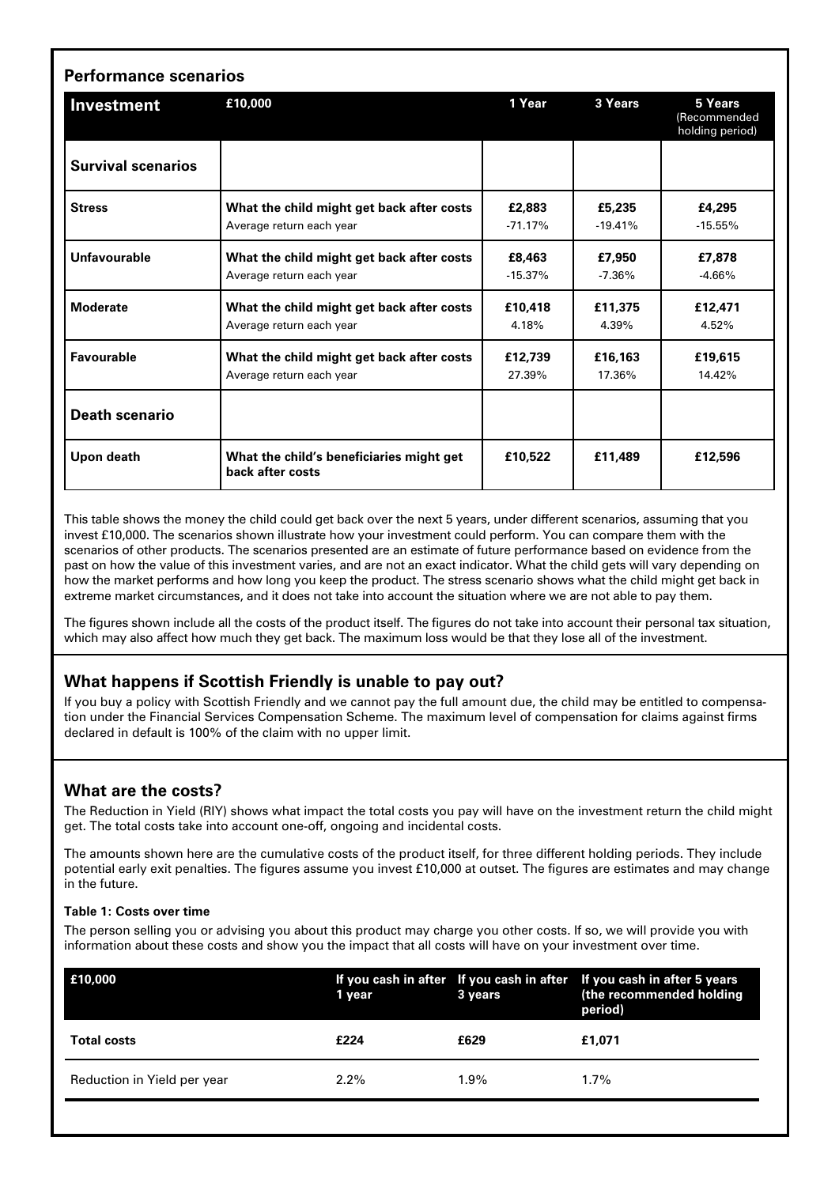## Performance scenarios

| Investment | £10,000 | 1 Year | 3 Years | 5 Years (Recommended holding period) |
|---|---|---|---|---|
| **Survival scenarios** | | | | |
| **Stress** | **What the child might get back after costs** | **£2,883** | **£5,235** | **£4,295** |
| | Average return each year | -71.17% | -19.41% | -15.55% |
| **Unfavourable** | **What the child might get back after costs** | **£8,463** | **£7,950** | **£7,878** |
| | Average return each year | -15.37% | -7.36% | -4.66% |
| **Moderate** | **What the child might get back after costs** | **£10,418** | **£11,375** | **£12,471** |
| | Average return each year | 4.18% | 4.39% | 4.52% |
| **Favourable** | **What the child might get back after costs** | **£12,739** | **£16,163** | **£19,615** |
| | Average return each year | 27.39% | 17.36% | 14.42% |
| **Death scenario** | | | | |
| **Upon death** | **What the child's beneficiaries might get back after costs** | **£10,522** | **£11,489** | **£12,596** |

This table shows the money the child could get back over the next 5 years, under different scenarios, assuming that you invest £10,000. The scenarios shown illustrate how your investment could perform. You can compare them with the scenarios of other products. The scenarios presented are an estimate of future performance based on evidence from the past on how the value of this investment varies, and are not an exact indicator. What the child gets will vary depending on how the market performs and how long you keep the product. The stress scenario shows what the child might get back in extreme market circumstances, and it does not take into account the situation where we are not able to pay them.

The figures shown include all the costs of the product itself. The figures do not take into account their personal tax situation, which may also affect how much they get back. The maximum loss would be that they lose all of the investment.

## What happens if Scottish Friendly is unable to pay out?

If you buy a policy with Scottish Friendly and we cannot pay the full amount due, the child may be entitled to compensation under the Financial Services Compensation Scheme. The maximum level of compensation for claims against firms declared in default is 100% of the claim with no upper limit.

## What are the costs?

The Reduction in Yield (RIY) shows what impact the total costs you pay will have on the investment return the child might get. The total costs take into account one-off, ongoing and incidental costs.

The amounts shown here are the cumulative costs of the product itself, for three different holding periods. They include potential early exit penalties. The figures assume you invest £10,000 at outset. The figures are estimates and may change in the future.

#### Table 1: Costs over time

The person selling you or advising you about this product may charge you other costs. If so, we will provide you with information about these costs and show you the impact that all costs will have on your investment over time.

| £10,000 | If you cash in after 1 year | If you cash in after 3 years | If you cash in after 5 years (the recommended holding period) |
|---|---|---|---|
| **Total costs** | **£224** | **£629** | **£1,071** |
| Reduction in Yield per year | 2.2% | 1.9% | 1.7% |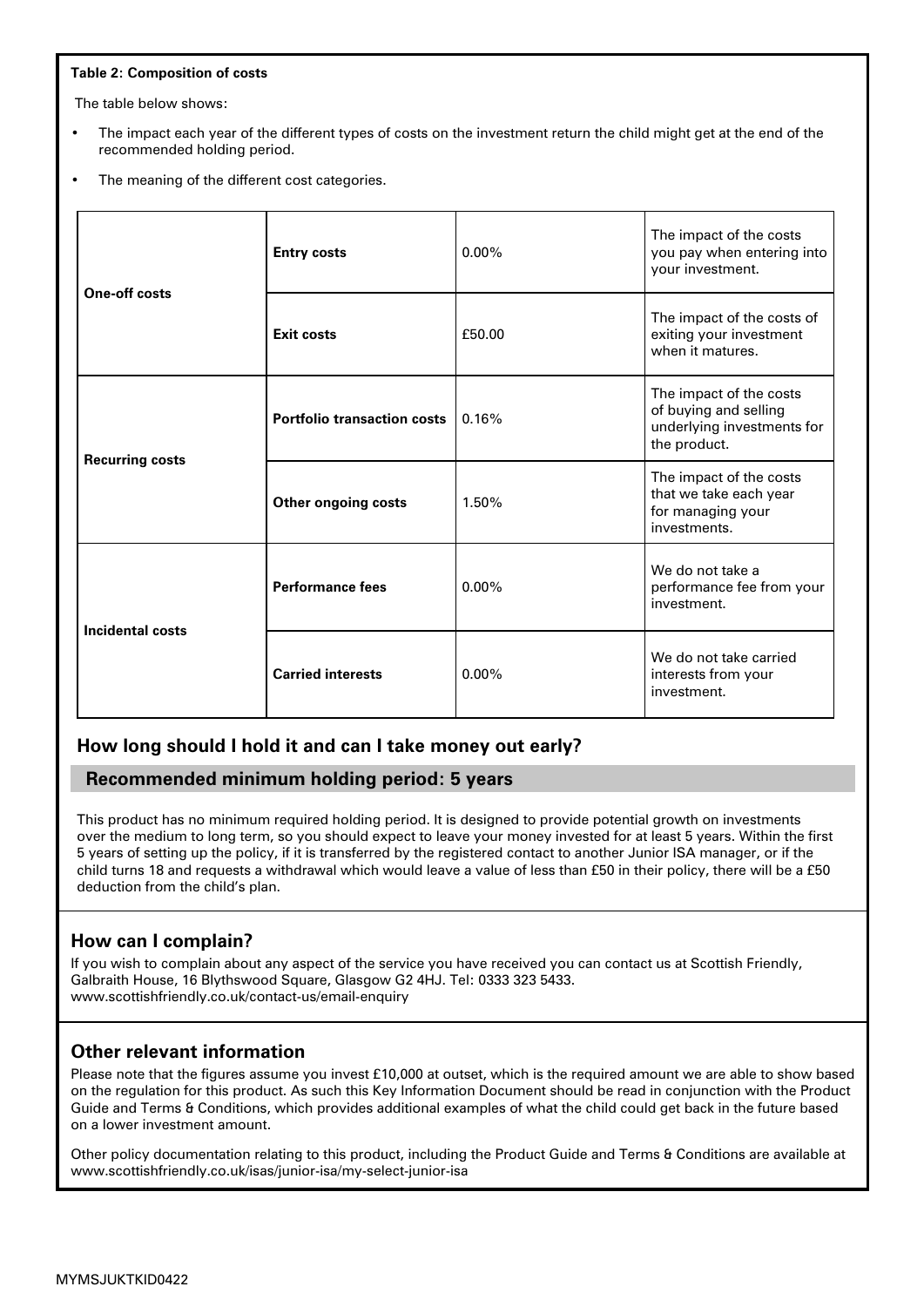**Table 2: Composition of costs**

The table below shows:

- The impact each year of the different types of costs on the investment return the child might get at the end of the recommended holding period.
- The meaning of the different cost categories.

| | | | |
|---|---|---|---|
| **One-off costs** | **Entry costs** | 0.00% | The impact of the costs you pay when entering into your investment. |
| | **Exit costs** | £50.00 | The impact of the costs of exiting your investment when it matures. |
| **Recurring costs** | **Portfolio transaction costs** | 0.16% | The impact of the costs of buying and selling underlying investments for the product. |
| | **Other ongoing costs** | 1.50% | The impact of the costs that we take each year for managing your investments. |
| **Incidental costs** | **Performance fees** | 0.00% | We do not take a performance fee from your investment. |
| | **Carried interests** | 0.00% | We do not take carried interests from your investment. |

## How long should I hold it and can I take money out early?

### Recommended minimum holding period: 5 years

This product has no minimum required holding period. It is designed to provide potential growth on investments over the medium to long term, so you should expect to leave your money invested for at least 5 years. Within the first 5 years of setting up the policy, if it is transferred by the registered contact to another Junior ISA manager, or if the child turns 18 and requests a withdrawal which would leave a value of less than £50 in their policy, there will be a £50 deduction from the child's plan.

## How can I complain?

If you wish to complain about any aspect of the service you have received you can contact us at Scottish Friendly, Galbraith House, 16 Blythswood Square, Glasgow G2 4HJ. Tel: 0333 323 5433.
www.scottishfriendly.co.uk/contact-us/email-enquiry

## Other relevant information

Please note that the figures assume you invest £10,000 at outset, which is the required amount we are able to show based on the regulation for this product. As such this Key Information Document should be read in conjunction with the Product Guide and Terms & Conditions, which provides additional examples of what the child could get back in the future based on a lower investment amount.

Other policy documentation relating to this product, including the Product Guide and Terms & Conditions are available at www.scottishfriendly.co.uk/isas/junior-isa/my-select-junior-isa

MYMSJUKTKID0422